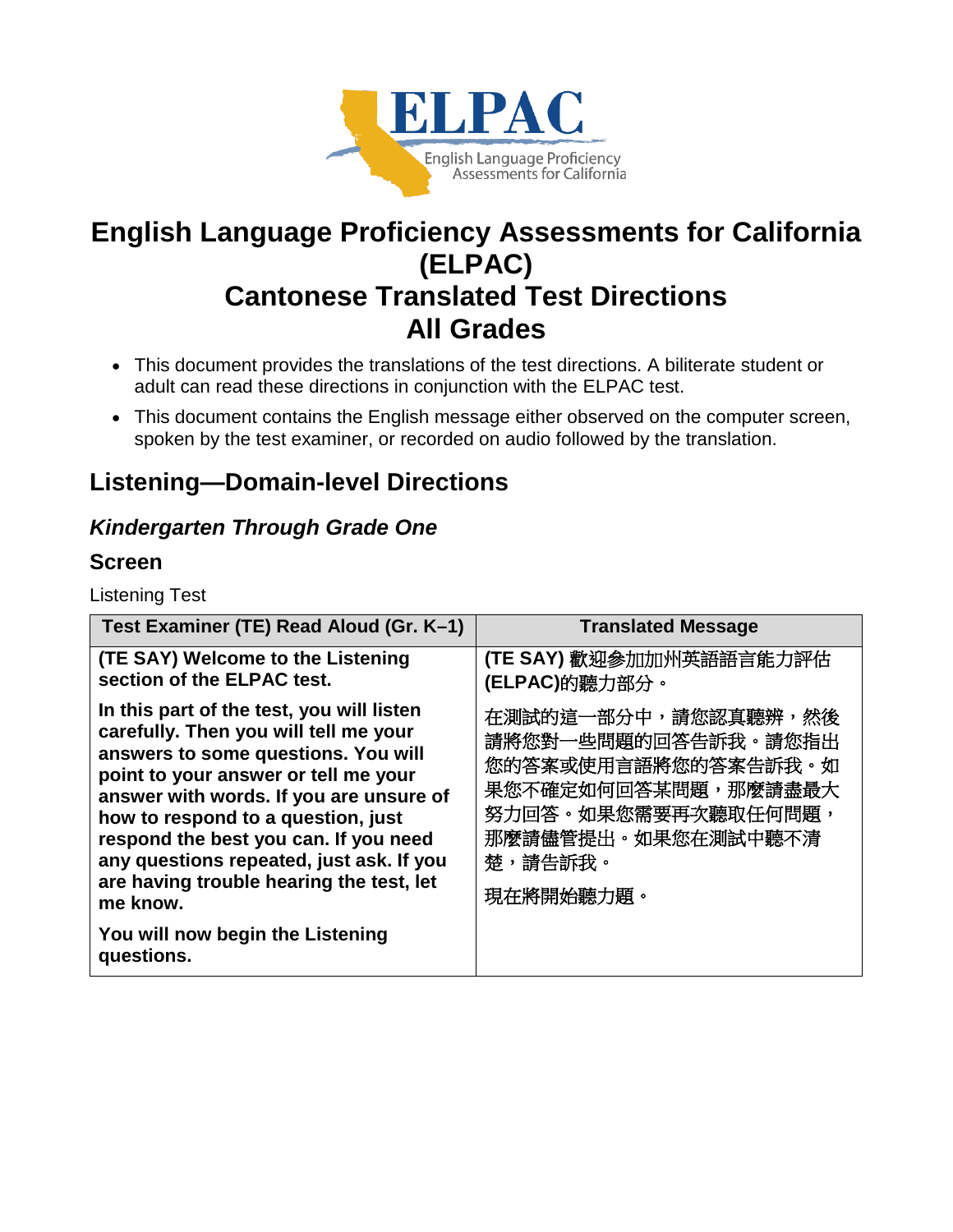# English Language Proficiency Assessments for California (ELPAC)
# Cantonese Translated Test Directions
# All Grades

- This document provides the translations of the test directions. A biliterate student or adult can read these directions in conjunction with the ELPAC test.
- This document contains the English message either observed on the computer screen, spoken by the test examiner, or recorded on audio followed by the translation.

## Listening—Domain-level Directions

### *Kindergarten Through Grade One*

### Screen

Listening Test

| Test Examiner (TE) Read Aloud (Gr. K–1) | Translated Message |
|---|---|
| **(TE SAY) Welcome to the Listening section of the ELPAC test.** | **(TE SAY)** 歡迎參加加州英語語言能力評估 **(ELPAC)**的聽力部分。 |
| **In this part of the test, you will listen carefully. Then you will tell me your answers to some questions. You will point to your answer or tell me your answer with words. If you are unsure of how to respond to a question, just respond the best you can. If you need any questions repeated, just ask. If you are having trouble hearing the test, let me know.**<br><br>**You will now begin the Listening questions.** | 在測試的這一部分中，請您認真聽辨，然後請將您對一些問題的回答告訴我。請您指出您的答案或使用言語將您的答案告訴我。如果您不確定如何回答某問題，那麼請盡最大努力回答。如果您需要再次聽取任何問題，那麼請儘管提出。如果您在測試中聽不清楚，請告訴我。<br><br>現在將開始聽力題。 |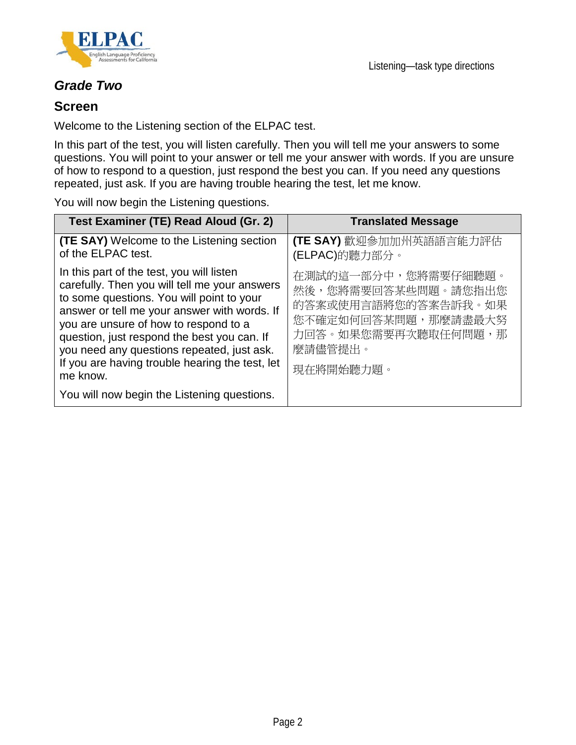## *Grade Two*

## Screen

Welcome to the Listening section of the ELPAC test.

In this part of the test, you will listen carefully. Then you will tell me your answers to some questions. You will point to your answer or tell me your answer with words. If you are unsure of how to respond to a question, just respond the best you can. If you need any questions repeated, just ask. If you are having trouble hearing the test, let me know.

You will now begin the Listening questions.

| Test Examiner (TE) Read Aloud (Gr. 2) | Translated Message |
|---|---|
| **(TE SAY)** Welcome to the Listening section of the ELPAC test.<br><br>In this part of the test, you will listen carefully. Then you will tell me your answers to some questions. You will point to your answer or tell me your answer with words. If you are unsure of how to respond to a question, just respond the best you can. If you need any questions repeated, just ask. If you are having trouble hearing the test, let me know.<br><br>You will now begin the Listening questions. | **(TE SAY)** 歡迎參加加州英語語言能力評估(ELPAC)的聽力部分。<br><br>在測試的這一部分中，您將需要仔細聽題。然後，您將需要回答某些問題。請您指出您的答案或使用言語將您的答案告訴我。如果您不確定如何回答某問題，那麼請盡最大努力回答。如果您需要再次聽取任何問題，那麼請儘管提出。<br><br>現在將開始聽力題。 |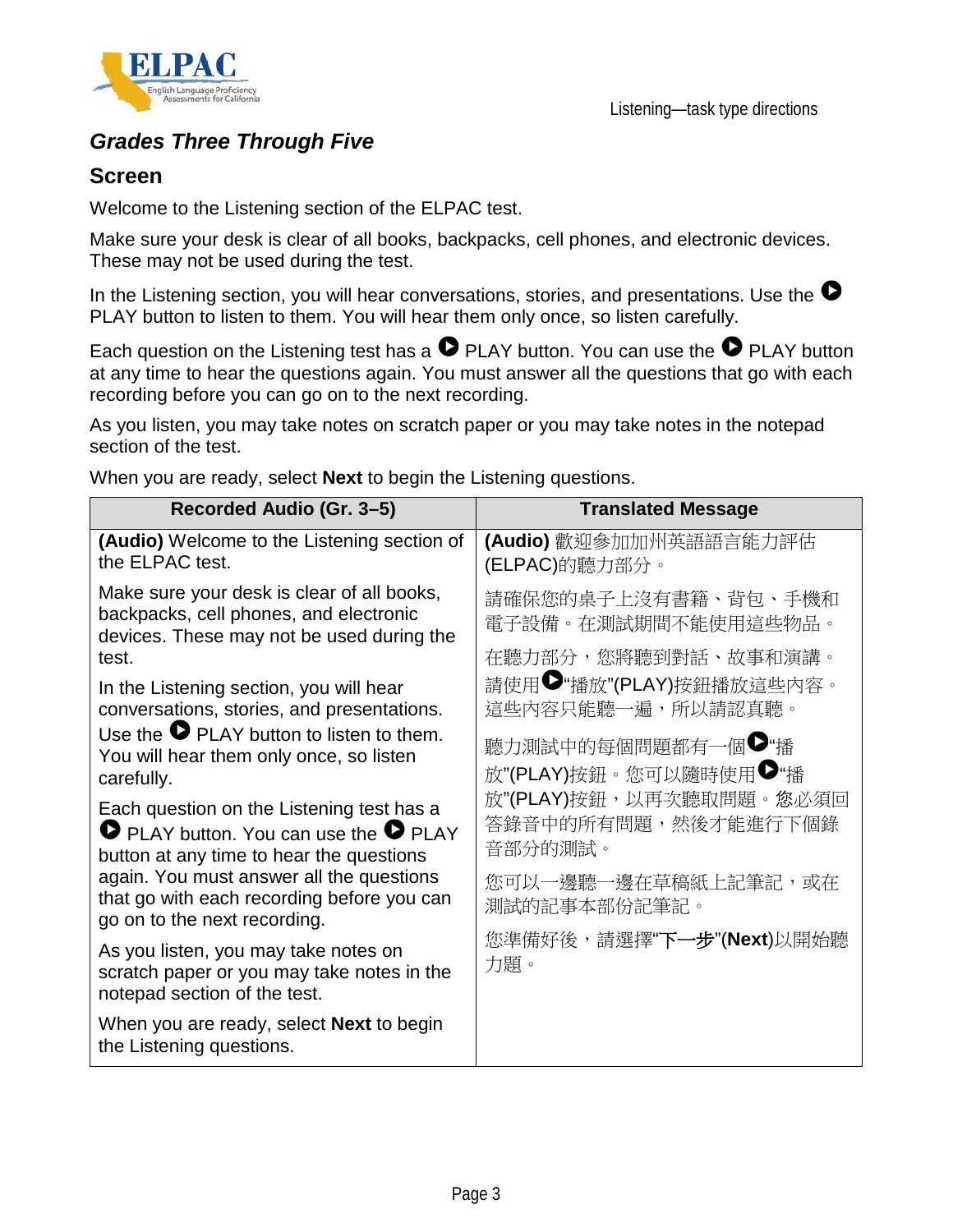### *Grades Three Through Five*

### Screen

Welcome to the Listening section of the ELPAC test.

Make sure your desk is clear of all books, backpacks, cell phones, and electronic devices. These may not be used during the test.

In the Listening section, you will hear conversations, stories, and presentations. Use the ▶ PLAY button to listen to them. You will hear them only once, so listen carefully.

Each question on the Listening test has a ▶ PLAY button. You can use the ▶ PLAY button at any time to hear the questions again. You must answer all the questions that go with each recording before you can go on to the next recording.

As you listen, you may take notes on scratch paper or you may take notes in the notepad section of the test.

When you are ready, select **Next** to begin the Listening questions.

| Recorded Audio (Gr. 3–5) | Translated Message |
|---|---|
| **(Audio)** Welcome to the Listening section of the ELPAC test.<br><br>Make sure your desk is clear of all books, backpacks, cell phones, and electronic devices. These may not be used during the test.<br><br>In the Listening section, you will hear conversations, stories, and presentations. Use the ▶ PLAY button to listen to them. You will hear them only once, so listen carefully.<br><br>Each question on the Listening test has a ▶ PLAY button. You can use the ▶ PLAY button at any time to hear the questions again. You must answer all the questions that go with each recording before you can go on to the next recording.<br><br>As you listen, you may take notes on scratch paper or you may take notes in the notepad section of the test.<br><br>When you are ready, select **Next** to begin the Listening questions. | **(Audio)** 歡迎參加加州英語語言能力評估(ELPAC)的聽力部分。<br><br>請確保您的桌子上沒有書籍、背包、手機和電子設備。在測試期間不能使用這些物品。<br><br>在聽力部分，您將聽到對話、故事和演講。請使用▶"播放"(PLAY)按鈕播放這些內容。這些內容只能聽一遍，所以請認真聽。<br><br>聽力測試中的每個問題都有一個▶"播放"(PLAY)按鈕。您可以隨時使用▶"播放"(PLAY)按鈕，以再次聽取問題。您必須回答錄音中的所有問題，然後才能進行下個錄音部分的測試。<br><br>您可以一邊聽一邊在草稿紙上記筆記，或在測試的記事本部份記筆記。<br><br>您準備好後，請選擇"**下一步**"(**Next**)以開始聽力題。 |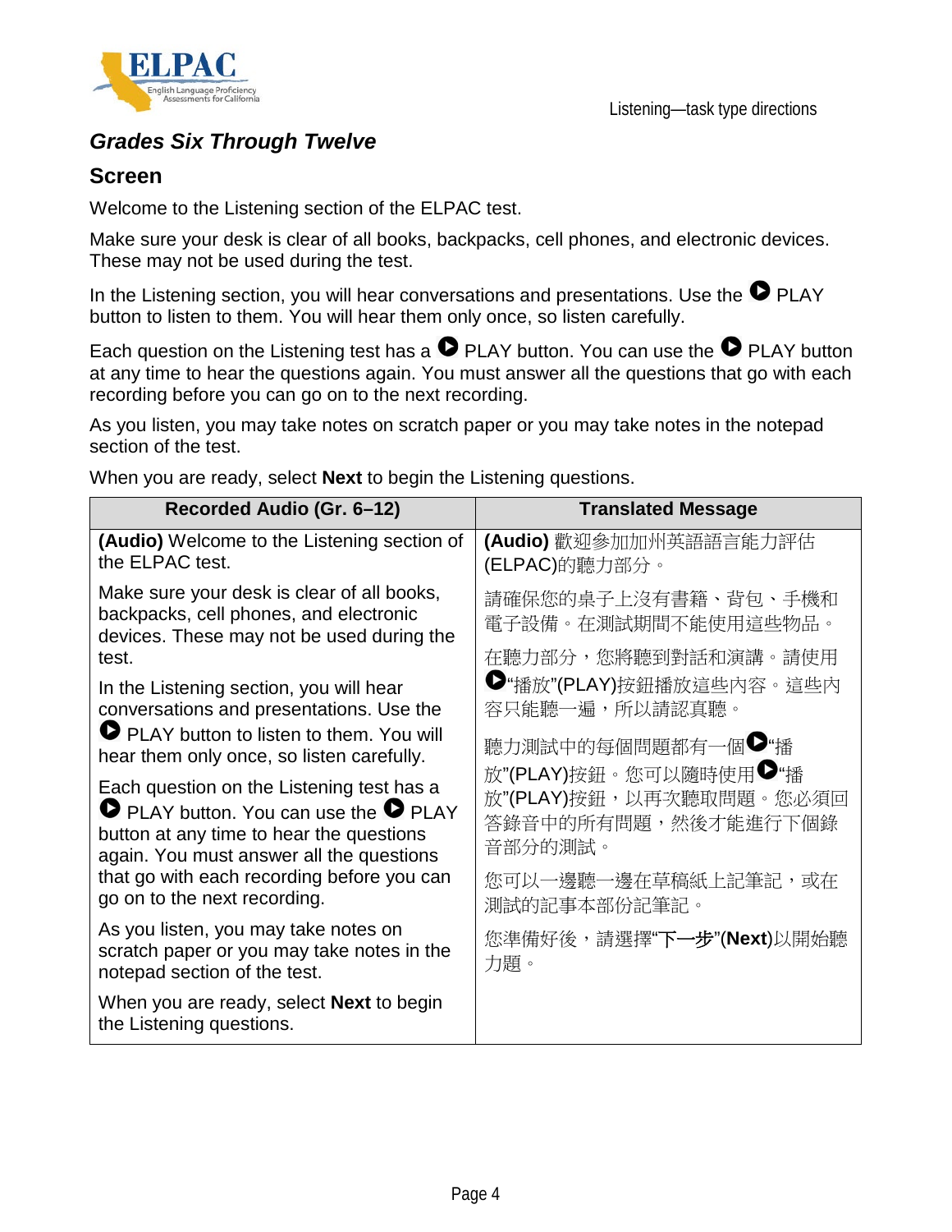## Grades Six Through Twelve

### Screen

Welcome to the Listening section of the ELPAC test.

Make sure your desk is clear of all books, backpacks, cell phones, and electronic devices. These may not be used during the test.

In the Listening section, you will hear conversations and presentations. Use the ▶ PLAY button to listen to them. You will hear them only once, so listen carefully.

Each question on the Listening test has a ▶ PLAY button. You can use the ▶ PLAY button at any time to hear the questions again. You must answer all the questions that go with each recording before you can go on to the next recording.

As you listen, you may take notes on scratch paper or you may take notes in the notepad section of the test.

When you are ready, select **Next** to begin the Listening questions.

| Recorded Audio (Gr. 6–12) | Translated Message |
|---|---|
| **(Audio)** Welcome to the Listening section of the ELPAC test. | **(Audio)** 歡迎參加加州英語語言能力評估(ELPAC)的聽力部分。 |
| Make sure your desk is clear of all books, backpacks, cell phones, and electronic devices. These may not be used during the test. | 請確保您的桌子上沒有書籍、背包、手機和電子設備。在測試期間不能使用這些物品。 |
| In the Listening section, you will hear conversations and presentations. Use the ▶ PLAY button to listen to them. You will hear them only once, so listen carefully. | 在聽力部分，您將聽到對話和演講。請使用▶"播放"(PLAY)按鈕播放這些內容。這些內容只能聽一遍，所以請認真聽。 |
| Each question on the Listening test has a ▶ PLAY button. You can use the ▶ PLAY button at any time to hear the questions again. You must answer all the questions that go with each recording before you can go on to the next recording. | 聽力測試中的每個問題都有一個▶"播放"(PLAY)按鈕。您可以隨時使用▶"播放"(PLAY)按鈕，以再次聽取問題。您必須回答錄音中的所有問題，然後才能進行下個錄音部分的測試。 |
| As you listen, you may take notes on scratch paper or you may take notes in the notepad section of the test. | 您可以一邊聽一邊在草稿紙上記筆記，或在測試的記事本部份記筆記。 |
| When you are ready, select **Next** to begin the Listening questions. | 您準備好後，請選擇"下一步"(**Next**)以開始聽力題。 |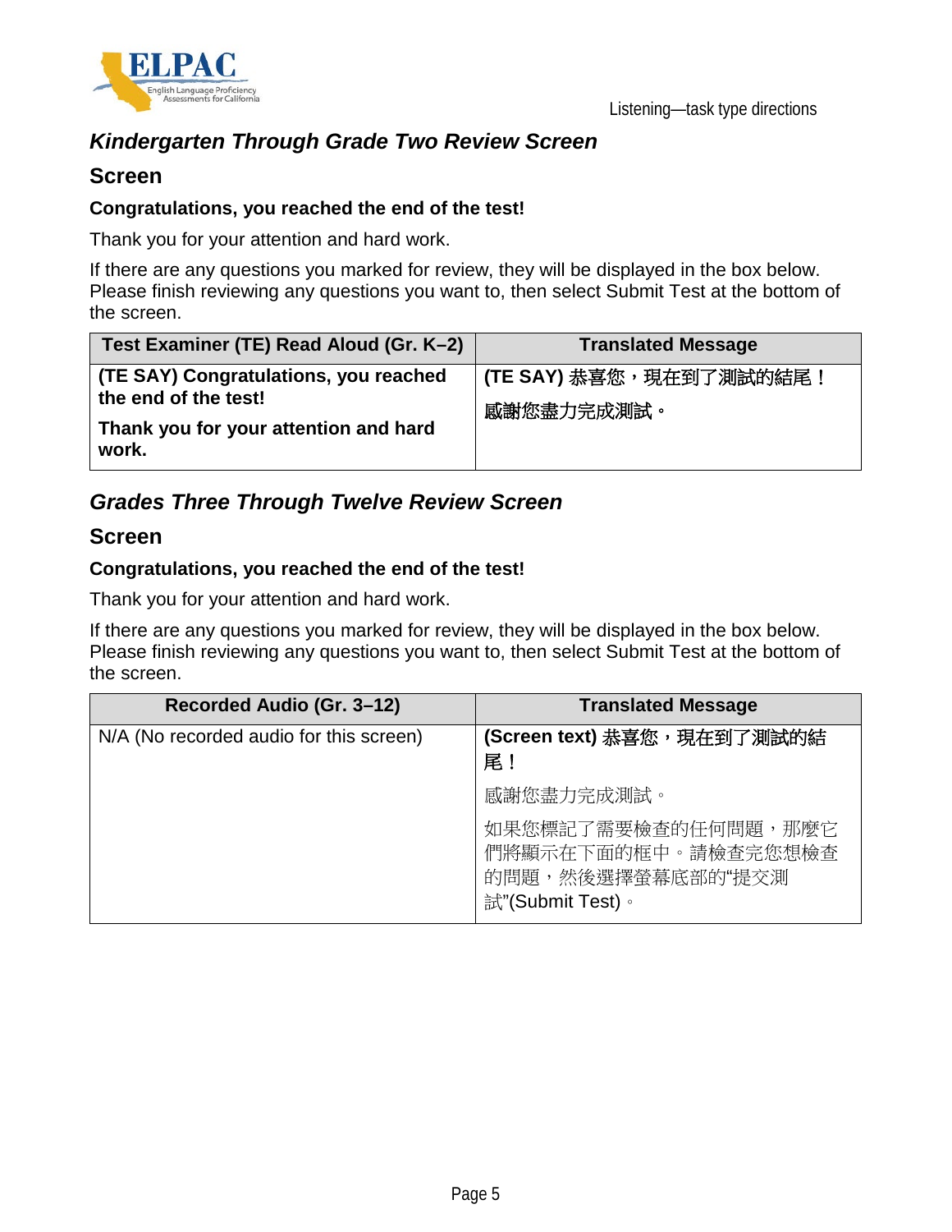### *Kindergarten Through Grade Two Review Screen*

#### Screen

**Congratulations, you reached the end of the test!**

Thank you for your attention and hard work.

If there are any questions you marked for review, they will be displayed in the box below. Please finish reviewing any questions you want to, then select Submit Test at the bottom of the screen.

| Test Examiner (TE) Read Aloud (Gr. K–2) | Translated Message |
|---|---|
| **(TE SAY) Congratulations, you reached the end of the test!** <br> **Thank you for your attention and hard work.** | **(TE SAY) 恭喜您，現在到了測試的結尾！** <br> **感謝您盡力完成測試。** |

### *Grades Three Through Twelve Review Screen*

#### Screen

**Congratulations, you reached the end of the test!**

Thank you for your attention and hard work.

If there are any questions you marked for review, they will be displayed in the box below. Please finish reviewing any questions you want to, then select Submit Test at the bottom of the screen.

| Recorded Audio (Gr. 3–12) | Translated Message |
|---|---|
| N/A (No recorded audio for this screen) | **(Screen text) 恭喜您，現在到了測試的結尾！** <br> 感謝您盡力完成測試。 <br> 如果您標記了需要檢查的任何問題，那麼它們將顯示在下面的框中。請檢查完您想檢查的問題，然後選擇螢幕底部的"提交測試"(Submit Test)。 |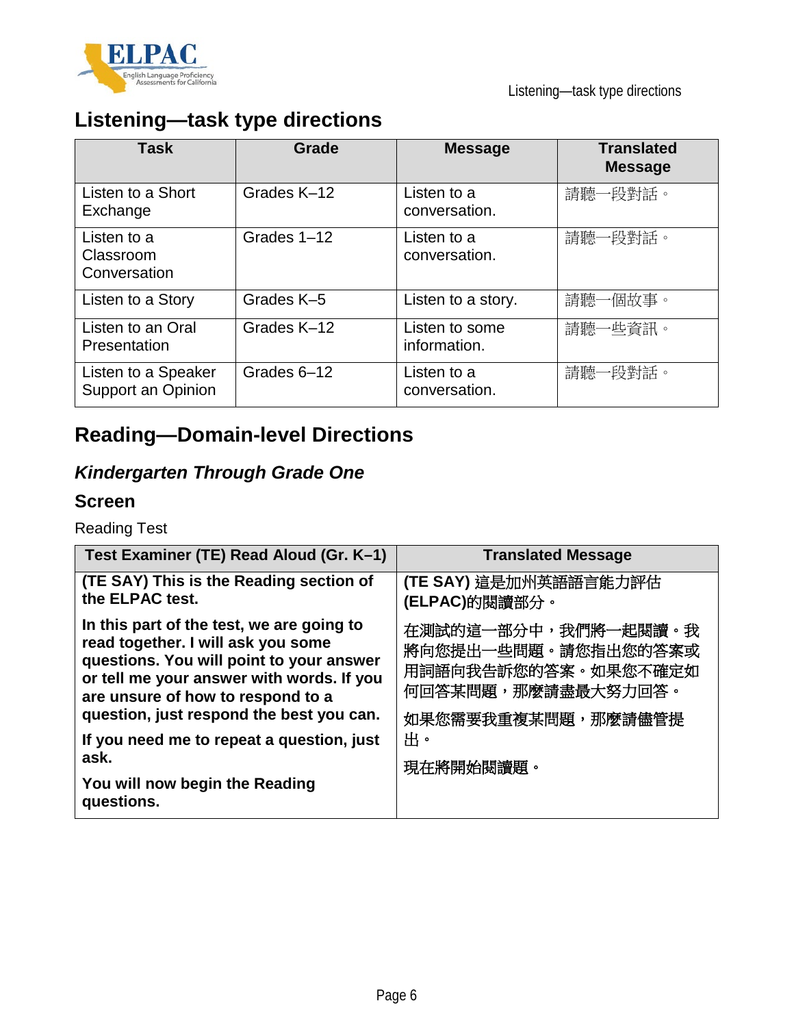## Listening—task type directions

| Task | Grade | Message | Translated Message |
|---|---|---|---|
| Listen to a Short Exchange | Grades K–12 | Listen to a conversation. | 請聽一段對話。 |
| Listen to a Classroom Conversation | Grades 1–12 | Listen to a conversation. | 請聽一段對話。 |
| Listen to a Story | Grades K–5 | Listen to a story. | 請聽一個故事。 |
| Listen to an Oral Presentation | Grades K–12 | Listen to some information. | 請聽一些資訊。 |
| Listen to a Speaker Support an Opinion | Grades 6–12 | Listen to a conversation. | 請聽一段對話。 |

## Reading—Domain-level Directions

### *Kindergarten Through Grade One*

### Screen

Reading Test

| Test Examiner (TE) Read Aloud (Gr. K–1) | Translated Message |
|---|---|
| **(TE SAY) This is the Reading section of the ELPAC test.** | **(TE SAY) 這是加州英語語言能力評估 (ELPAC)的閱讀部分。** |
| **In this part of the test, we are going to read together. I will ask you some questions. You will point to your answer or tell me your answer with words. If you are unsure of how to respond to a question, just respond the best you can.** **If you need me to repeat a question, just ask.** **You will now begin the Reading questions.** | **在測試的這一部分中，我們將一起閱讀。我將向您提出一些問題。請您指出您的答案或用詞語向我告訴您的答案。如果您不確定如何回答某問題，那麼請盡最大努力回答。** **如果您需要我重複某問題，那麼請儘管提出。** **現在將開始閱讀題。** |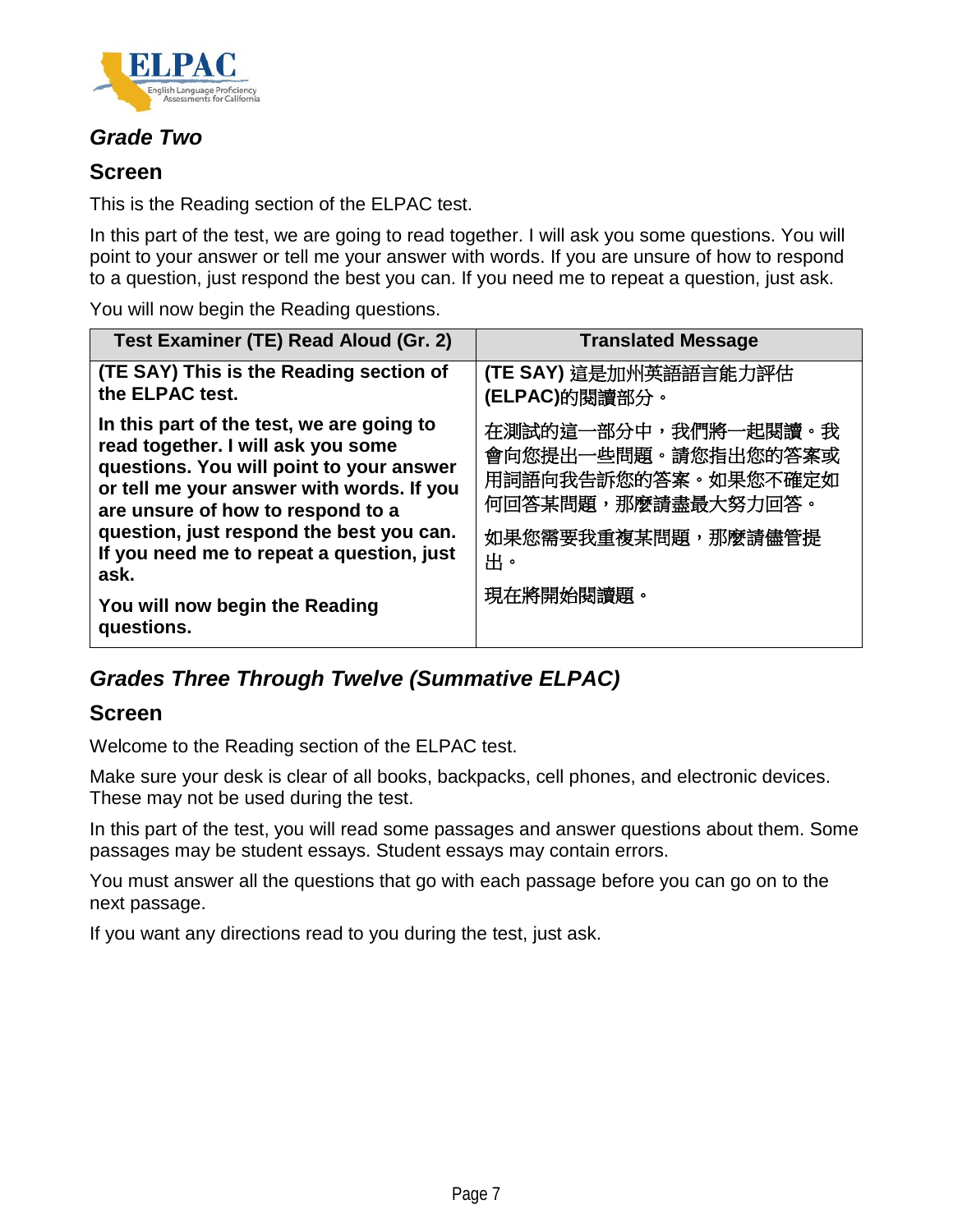### *Grade Two*

### Screen

This is the Reading section of the ELPAC test.

In this part of the test, we are going to read together. I will ask you some questions. You will point to your answer or tell me your answer with words. If you are unsure of how to respond to a question, just respond the best you can. If you need me to repeat a question, just ask.

You will now begin the Reading questions.

| Test Examiner (TE) Read Aloud (Gr. 2) | Translated Message |
|---|---|
| **(TE SAY) This is the Reading section of the ELPAC test.** | **(TE SAY)** 這是加州英語語言能力評估 **(ELPAC)**的閱讀部分。 |
| **In this part of the test, we are going to read together. I will ask you some questions. You will point to your answer or tell me your answer with words. If you are unsure of how to respond to a question, just respond the best you can. If you need me to repeat a question, just ask.** | 在測試的這一部分中，我們將一起閱讀。我會向您提出一些問題。請您指出您的答案或用詞語向我告訴您的答案。如果您不確定如何回答某問題，那麼請盡最大努力回答。 如果您需要我重複某問題，那麼請儘管提出。 |
| **You will now begin the Reading questions.** | 現在將開始閱讀題。 |

### *Grades Three Through Twelve (Summative ELPAC)*

### Screen

Welcome to the Reading section of the ELPAC test.

Make sure your desk is clear of all books, backpacks, cell phones, and electronic devices. These may not be used during the test.

In this part of the test, you will read some passages and answer questions about them. Some passages may be student essays. Student essays may contain errors.

You must answer all the questions that go with each passage before you can go on to the next passage.

If you want any directions read to you during the test, just ask.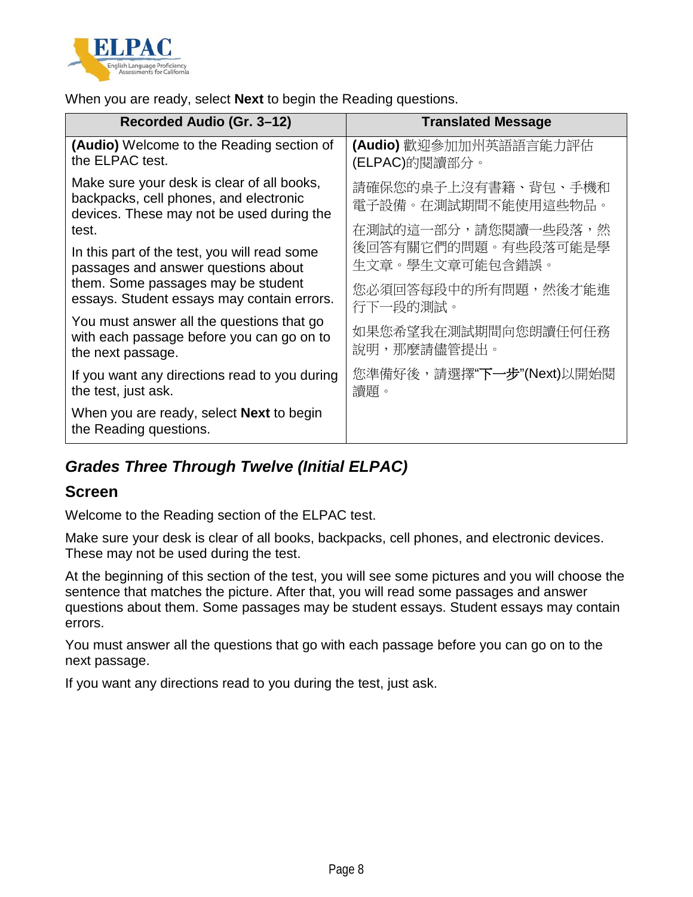When you are ready, select **Next** to begin the Reading questions.

| Recorded Audio (Gr. 3–12) | Translated Message |
| --- | --- |
| **(Audio)** Welcome to the Reading section of the ELPAC test. | **(Audio)** 歡迎參加加州英語語言能力評估(ELPAC)的閱讀部分。 |
| Make sure your desk is clear of all books, backpacks, cell phones, and electronic devices. These may not be used during the test. | 請確保您的桌子上沒有書籍、背包、手機和電子設備。在測試期間不能使用這些物品。 |
| In this part of the test, you will read some passages and answer questions about them. Some passages may be student essays. Student essays may contain errors. | 在測試的這一部分，請您閱讀一些段落，然後回答有關它們的問題。有些段落可能是學生文章。學生文章可能包含錯誤。 |
| You must answer all the questions that go with each passage before you can go on to the next passage. | 您必須回答每段中的所有問題，然後才能進行下一段的測試。 |
| If you want any directions read to you during the test, just ask. | 如果您希望我在測試期間向您朗讀任何任務說明，那麼請儘管提出。 |
| When you are ready, select **Next** to begin the Reading questions. | 您準備好後，請選擇"**下一步**"(Next)以開始閱讀題。 |

## *Grades Three Through Twelve (Initial ELPAC)*

### Screen

Welcome to the Reading section of the ELPAC test.

Make sure your desk is clear of all books, backpacks, cell phones, and electronic devices. These may not be used during the test.

At the beginning of this section of the test, you will see some pictures and you will choose the sentence that matches the picture. After that, you will read some passages and answer questions about them. Some passages may be student essays. Student essays may contain errors.

You must answer all the questions that go with each passage before you can go on to the next passage.

If you want any directions read to you during the test, just ask.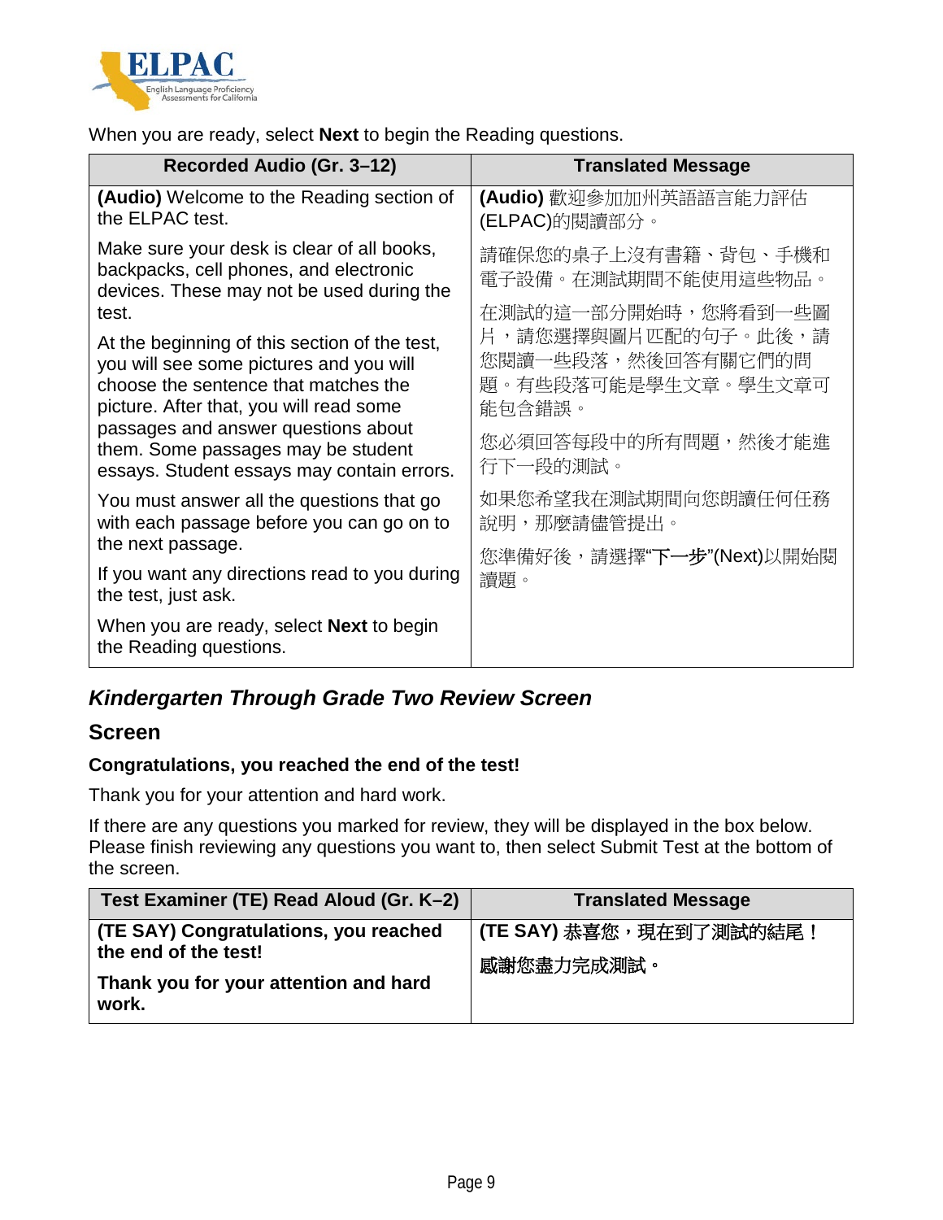When you are ready, select **Next** to begin the Reading questions.

| Recorded Audio (Gr. 3–12) | Translated Message |
| --- | --- |
| **(Audio)** Welcome to the Reading section of the ELPAC test.<br><br>Make sure your desk is clear of all books, backpacks, cell phones, and electronic devices. These may not be used during the test.<br><br>At the beginning of this section of the test, you will see some pictures and you will choose the sentence that matches the picture. After that, you will read some passages and answer questions about them. Some passages may be student essays. Student essays may contain errors.<br><br>You must answer all the questions that go with each passage before you can go on to the next passage.<br><br>If you want any directions read to you during the test, just ask.<br><br>When you are ready, select **Next** to begin the Reading questions. | **(Audio)** 歡迎參加加州英語語言能力評估(ELPAC)的閱讀部分。<br><br>請確保您的桌子上沒有書籍、背包、手機和電子設備。在測試期間不能使用這些物品。<br><br>在測試的這一部分開始時，您將看到一些圖片，請您選擇與圖片匹配的句子。此後，請您閱讀一些段落，然後回答有關它們的問題。有些段落可能是學生文章。學生文章可能包含錯誤。<br><br>您必須回答每段中的所有問題，然後才能進行下一段的測試。<br><br>如果您希望我在測試期間向您朗讀任何任務說明，那麼請儘管提出。<br><br>您準備好後，請選擇"**下一步**"(Next)以開始閱讀。 |

## *Kindergarten Through Grade Two Review Screen*

### Screen

**Congratulations, you reached the end of the test!**

Thank you for your attention and hard work.

If there are any questions you marked for review, they will be displayed in the box below. Please finish reviewing any questions you want to, then select Submit Test at the bottom of the screen.

| Test Examiner (TE) Read Aloud (Gr. K–2) | Translated Message |
| --- | --- |
| **(TE SAY) Congratulations, you reached the end of the test!**<br><br>**Thank you for your attention and hard work.** | **(TE SAY) 恭喜您，現在到了測試的結尾！**<br><br>**感謝您盡力完成測試。** |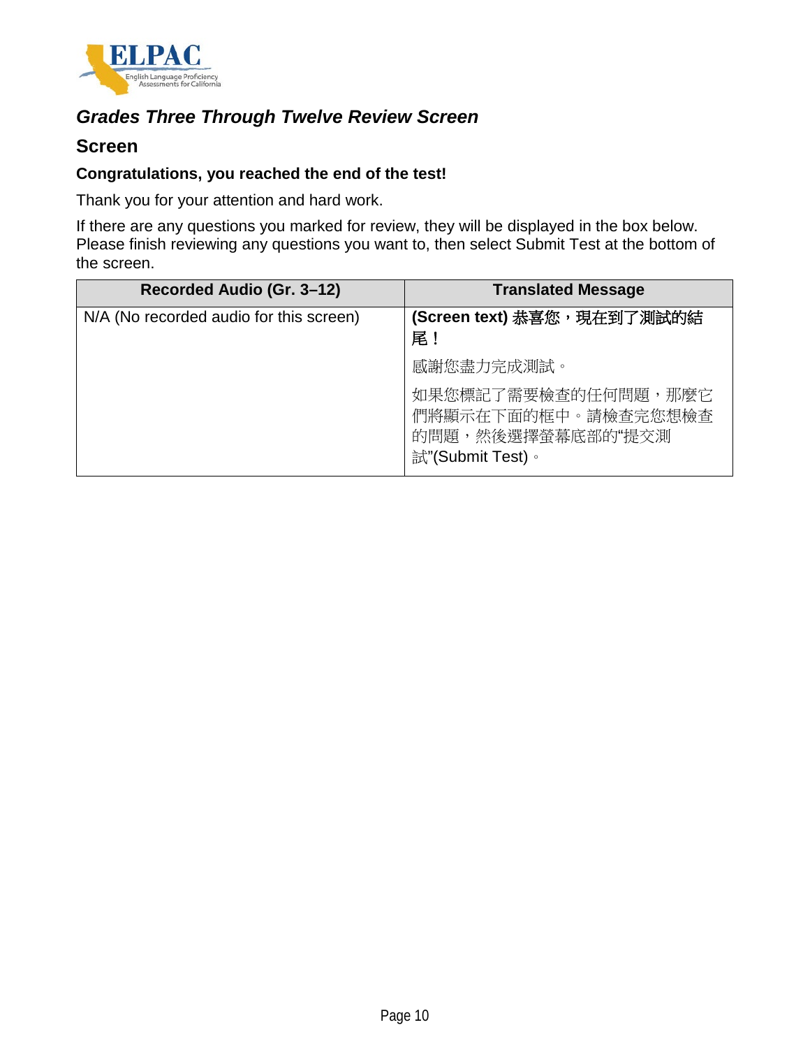## *Grades Three Through Twelve Review Screen*

## Screen

**Congratulations, you reached the end of the test!**

Thank you for your attention and hard work.

If there are any questions you marked for review, they will be displayed in the box below. Please finish reviewing any questions you want to, then select Submit Test at the bottom of the screen.

| Recorded Audio (Gr. 3–12) | Translated Message |
| --- | --- |
| N/A (No recorded audio for this screen) | **(Screen text) 恭喜您，現在到了測試的結尾！**<br><br>感謝您盡力完成測試。<br><br>如果您標記了需要檢查的任何問題，那麼它們將顯示在下面的框中。請檢查完您想檢查的問題，然後選擇螢幕底部的“提交測試”(Submit Test)。 |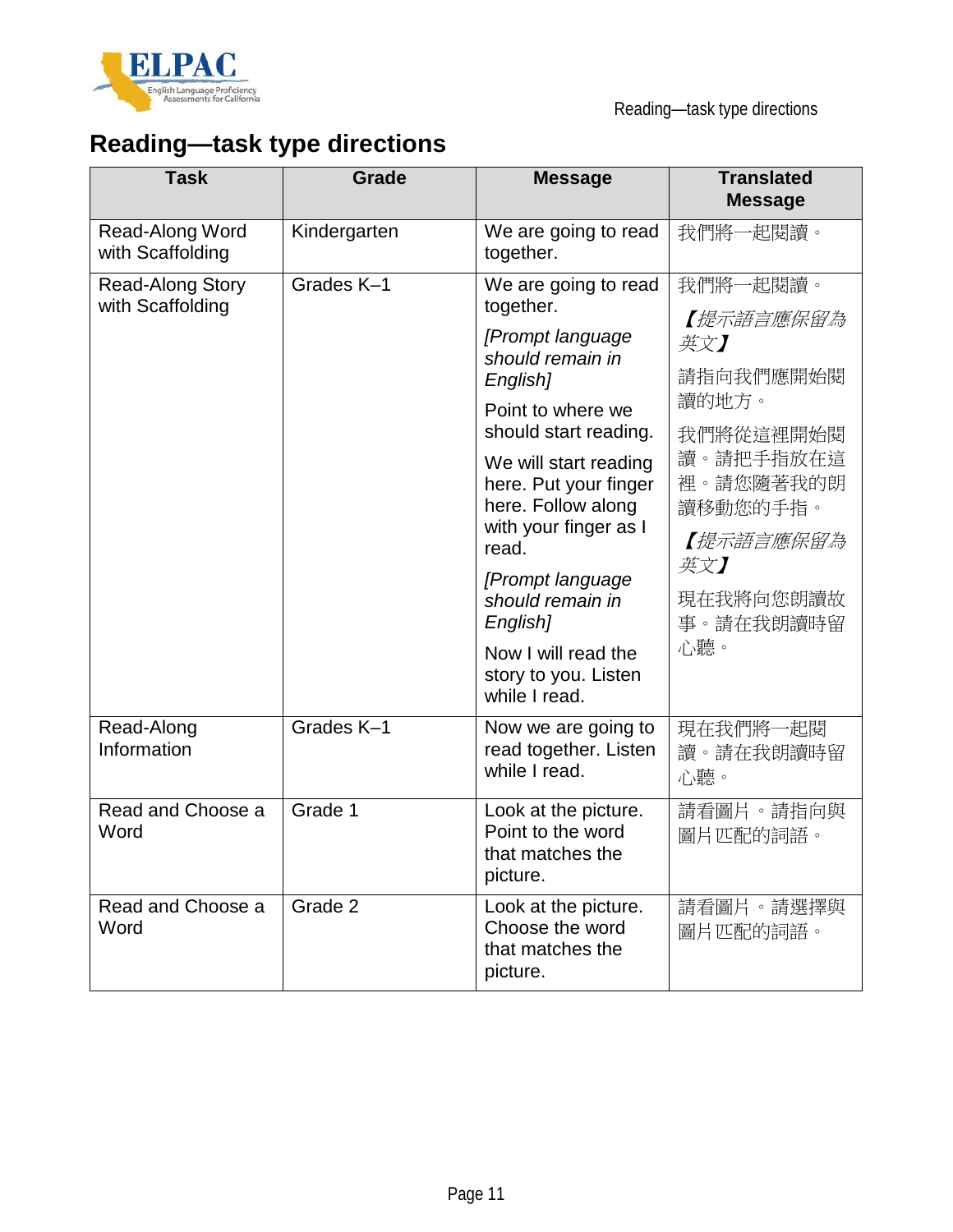## Reading—task type directions

| Task | Grade | Message | Translated Message |
|---|---|---|---|
| Read-Along Word with Scaffolding | Kindergarten | We are going to read together. | 我們將一起閱讀。 |
| Read-Along Story with Scaffolding | Grades K–1 | We are going to read together. *[Prompt language should remain in English]* Point to where we should start reading. We will start reading here. Put your finger here. Follow along with your finger as I read. *[Prompt language should remain in English]* Now I will read the story to you. Listen while I read. | 我們將一起閱讀。*【提示語言應保留為英文】* 請指向我們應開始閱讀的地方。我們將從這裡開始閱讀。請把手指放在這裡。請您隨著我的朗讀移動您的手指。*【提示語言應保留為英文】* 現在我將向您朗讀故事。請在我朗讀時留心聽。 |
| Read-Along Information | Grades K–1 | Now we are going to read together. Listen while I read. | 現在我們將一起閱讀。請在我朗讀時留心聽。 |
| Read and Choose a Word | Grade 1 | Look at the picture. Point to the word that matches the picture. | 請看圖片。請指向與圖片匹配的詞語。 |
| Read and Choose a Word | Grade 2 | Look at the picture. Choose the word that matches the picture. | 請看圖片。請選擇與圖片匹配的詞語。 |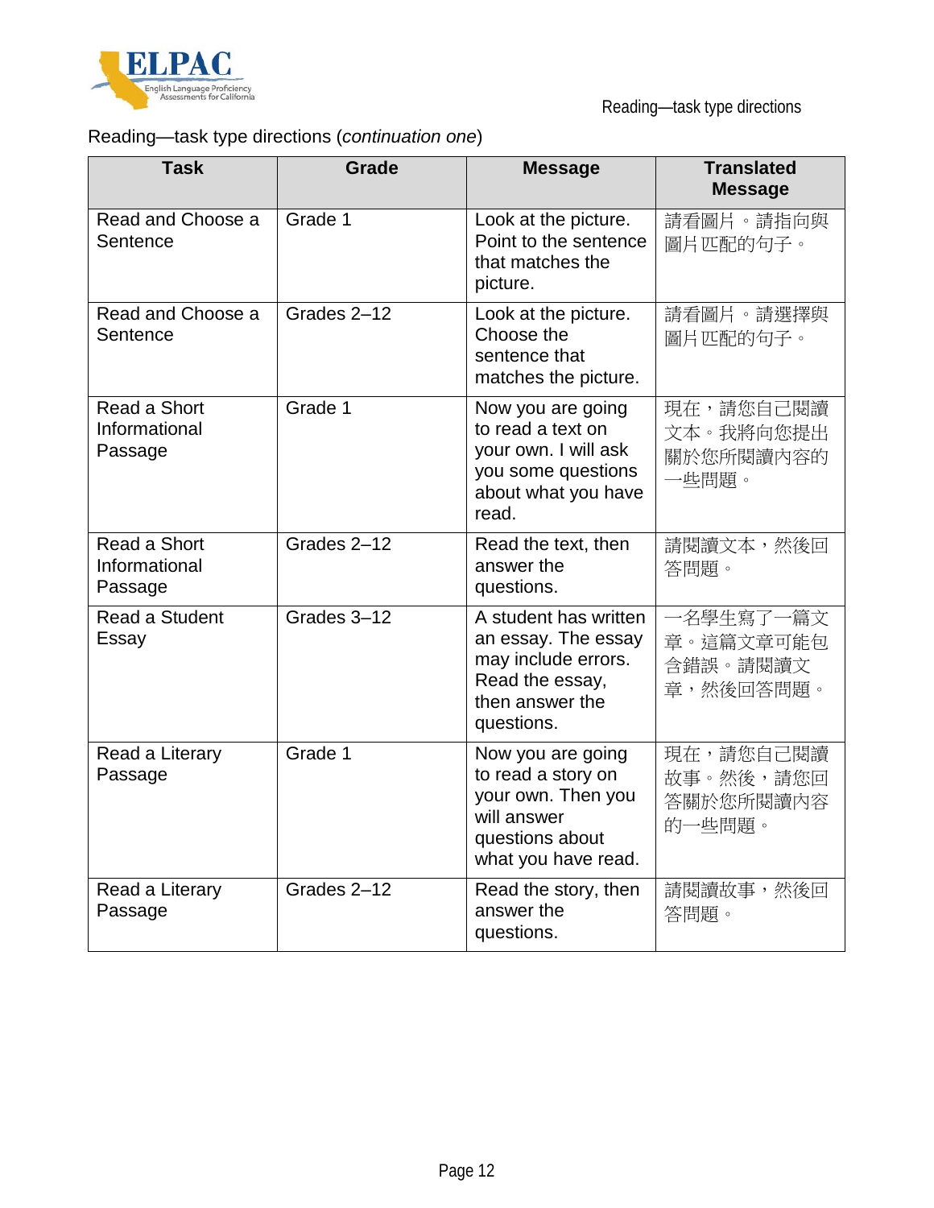Reading—task type directions (*continuation one*)

| Task | Grade | Message | Translated Message |
|---|---|---|---|
| Read and Choose a Sentence | Grade 1 | Look at the picture. Point to the sentence that matches the picture. | 請看圖片。請指向與圖片匹配的句子。 |
| Read and Choose a Sentence | Grades 2–12 | Look at the picture. Choose the sentence that matches the picture. | 請看圖片。請選擇與圖片匹配的句子。 |
| Read a Short Informational Passage | Grade 1 | Now you are going to read a text on your own. I will ask you some questions about what you have read. | 現在，請您自己閱讀文本。我將向您提出關於您所閱讀內容的一些問題。 |
| Read a Short Informational Passage | Grades 2–12 | Read the text, then answer the questions. | 請閱讀文本，然後回答問題。 |
| Read a Student Essay | Grades 3–12 | A student has written an essay. The essay may include errors. Read the essay, then answer the questions. | 一名學生寫了一篇文章。這篇文章可能包含錯誤。請閱讀文章，然後回答問題。 |
| Read a Literary Passage | Grade 1 | Now you are going to read a story on your own. Then you will answer questions about what you have read. | 現在，請您自己閱讀故事。然後，請您回答關於您所閱讀內容的一些問題。 |
| Read a Literary Passage | Grades 2–12 | Read the story, then answer the questions. | 請閱讀故事，然後回答問題。 |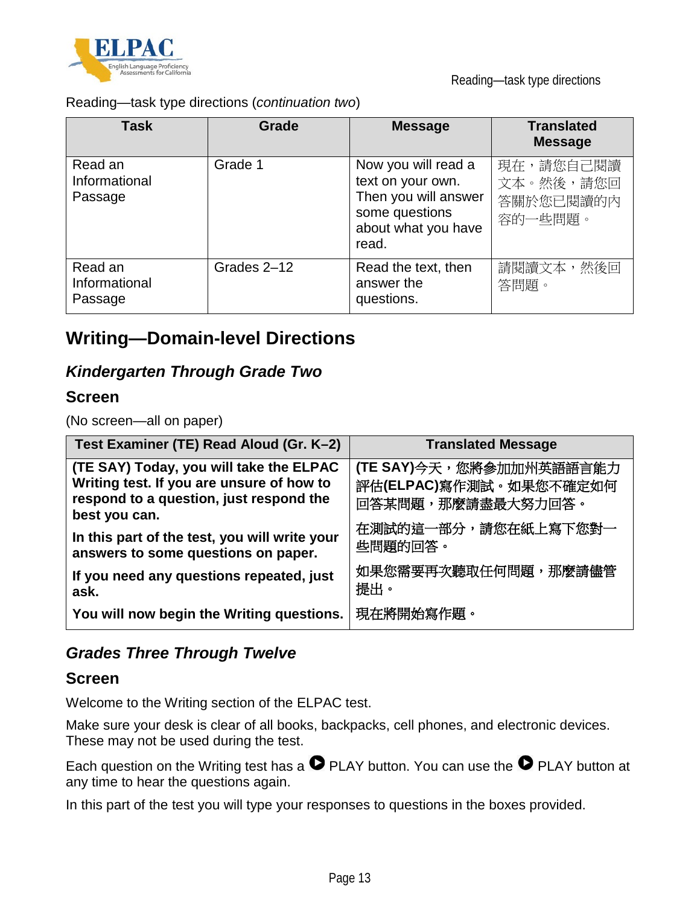Reading—task type directions (*continuation two*)

| Task | Grade | Message | Translated Message |
| --- | --- | --- | --- |
| Read an Informational Passage | Grade 1 | Now you will read a text on your own. Then you will answer some questions about what you have read. | 現在，請您自己閱讀文本。然後，請您回答關於您已閱讀的內容的一些問題。 |
| Read an Informational Passage | Grades 2–12 | Read the text, then answer the questions. | 請閱讀文本，然後回答問題。 |

## Writing—Domain-level Directions

### *Kindergarten Through Grade Two*

#### Screen

(No screen—all on paper)

| Test Examiner (TE) Read Aloud (Gr. K–2) | Translated Message |
| --- | --- |
| **(TE SAY) Today, you will take the ELPAC Writing test. If you are unsure of how to respond to a question, just respond the best you can.** | **(TE SAY)今天，您將參加加州英語語言能力評估(ELPAC)寫作測試。如果您不確定如何回答某問題，那麼請盡最大努力回答。** |
| **In this part of the test, you will write your answers to some questions on paper.** | **在測試的這一部分，請您在紙上寫下您對一些問題的回答。** |
| **If you need any questions repeated, just ask.** | **如果您需要再次聽取任何問題，那麼請儘管提出。** |
| **You will now begin the Writing questions.** | **現在將開始寫作題。** |

### *Grades Three Through Twelve*

#### Screen

Welcome to the Writing section of the ELPAC test.

Make sure your desk is clear of all books, backpacks, cell phones, and electronic devices. These may not be used during the test.

Each question on the Writing test has a PLAY button. You can use the PLAY button at any time to hear the questions again.

In this part of the test you will type your responses to questions in the boxes provided.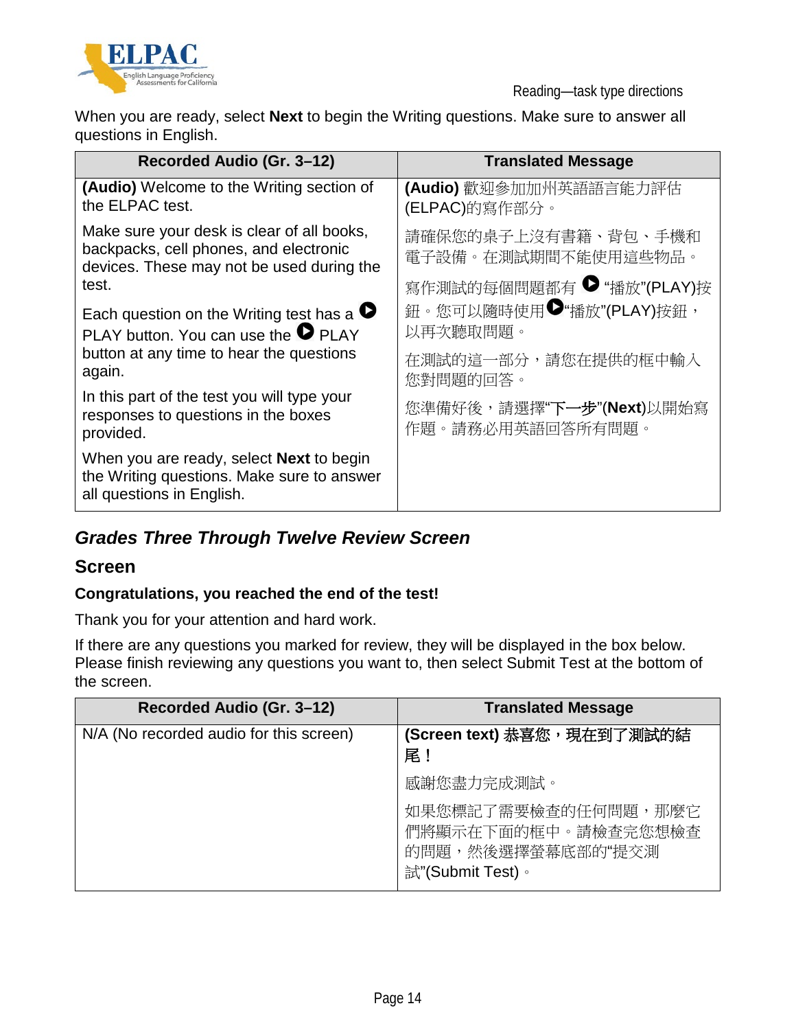When you are ready, select **Next** to begin the Writing questions. Make sure to answer all questions in English.

| Recorded Audio (Gr. 3–12) | Translated Message |
|---|---|
| **(Audio)** Welcome to the Writing section of the ELPAC test.<br><br>Make sure your desk is clear of all books, backpacks, cell phones, and electronic devices. These may not be used during the test.<br><br>Each question on the Writing test has a ▶ PLAY button. You can use the ▶ PLAY button at any time to hear the questions again.<br><br>In this part of the test you will type your responses to questions in the boxes provided.<br><br>When you are ready, select **Next** to begin the Writing questions. Make sure to answer all questions in English. | **(Audio)** 歡迎參加加州英語語言能力評估(ELPAC)的寫作部分。<br><br>請確保您的桌子上沒有書籍、背包、手機和電子設備。在測試期間不能使用這些物品。<br><br>寫作測試的每個問題都有 ▶ "播放"(PLAY)按鈕。您可以隨時使用▶"播放"(PLAY)按鈕，以再次聽取問題。<br><br>在測試的這一部分，請您在提供的框中輸入您對問題的回答。<br><br>您準備好後，請選擇"下一步"(**Next**)以開始寫作題。請務必用英語回答所有問題。 |

## *Grades Three Through Twelve Review Screen*

### Screen

**Congratulations, you reached the end of the test!**

Thank you for your attention and hard work.

If there are any questions you marked for review, they will be displayed in the box below. Please finish reviewing any questions you want to, then select Submit Test at the bottom of the screen.

| Recorded Audio (Gr. 3–12) | Translated Message |
|---|---|
| N/A (No recorded audio for this screen) | **(Screen text) 恭喜您，現在到了測試的結尾！**<br><br>感謝您盡力完成測試。<br><br>如果您標記了需要檢查的任何問題，那麼它們將顯示在下面的框中。請檢查完您想檢查的問題，然後選擇螢幕底部的"提交測試"(Submit Test)。 |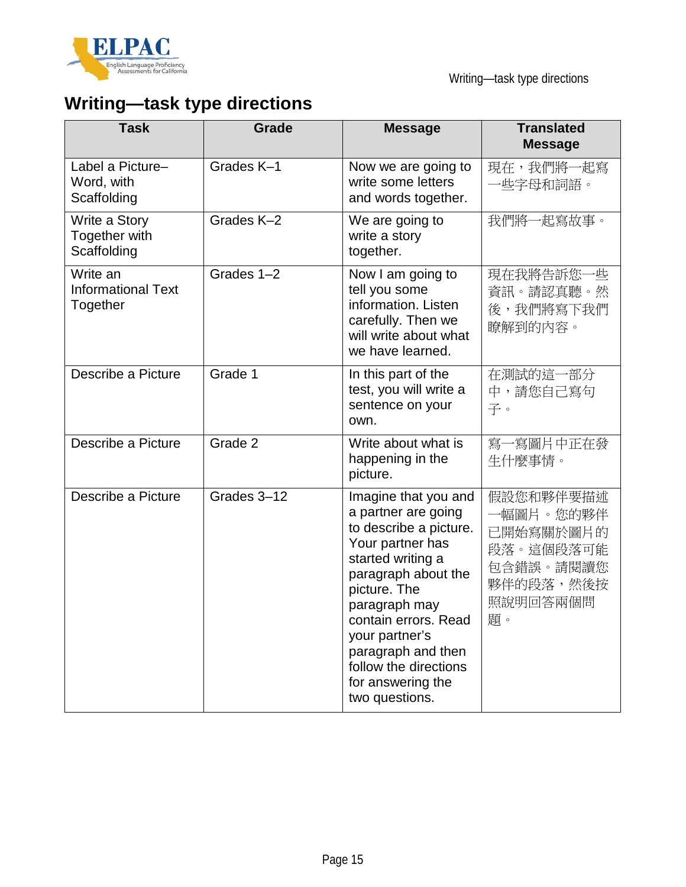# Writing—task type directions

| Task | Grade | Message | Translated Message |
|---|---|---|---|
| Label a Picture–Word, with Scaffolding | Grades K–1 | Now we are going to write some letters and words together. | 現在，我們將一起寫一些字母和詞語。 |
| Write a Story Together with Scaffolding | Grades K–2 | We are going to write a story together. | 我們將一起寫故事。 |
| Write an Informational Text Together | Grades 1–2 | Now I am going to tell you some information. Listen carefully. Then we will write about what we have learned. | 現在我將告訴您一些資訊。請認真聽。然後，我們將寫下我們瞭解到的內容。 |
| Describe a Picture | Grade 1 | In this part of the test, you will write a sentence on your own. | 在測試的這一部分中，請您自己寫句子。 |
| Describe a Picture | Grade 2 | Write about what is happening in the picture. | 寫一寫圖片中正在發生什麼事情。 |
| Describe a Picture | Grades 3–12 | Imagine that you and a partner are going to describe a picture. Your partner has started writing a paragraph about the picture. The paragraph may contain errors. Read your partner's paragraph and then follow the directions for answering the two questions. | 假設您和夥伴要描述一幅圖片。您的夥伴已開始寫關於圖片的段落。這個段落可能包含錯誤。請閱讀您夥伴的段落，然後按照說明回答兩個問題。 |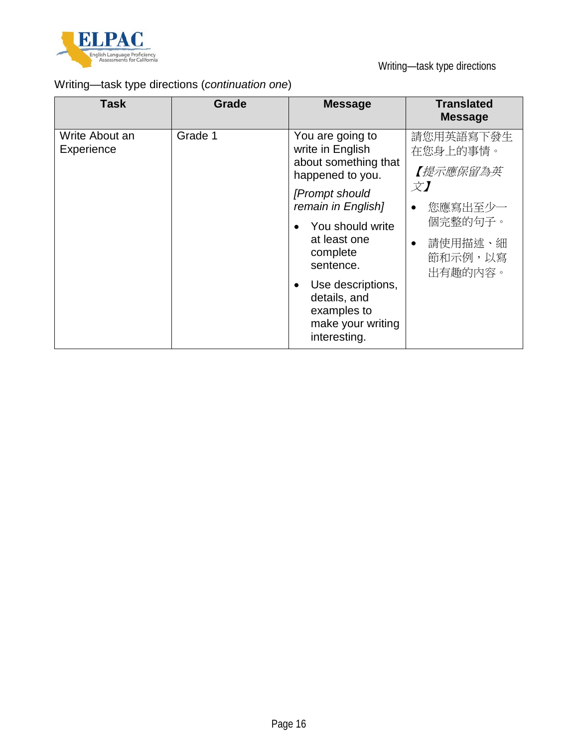Writing—task type directions (*continuation one*)

| Task | Grade | Message | Translated Message |
| --- | --- | --- | --- |
| Write About an Experience | Grade 1 | You are going to write in English about something that happened to you. *[Prompt should remain in English]* • You should write at least one complete sentence. • Use descriptions, details, and examples to make your writing interesting. | 請您用英語寫下發生在您身上的事情。 *【提示應保留為英文】* • 您應寫出至少一個完整的句子。 • 請使用描述、細節和示例，以寫出有趣的內容。 |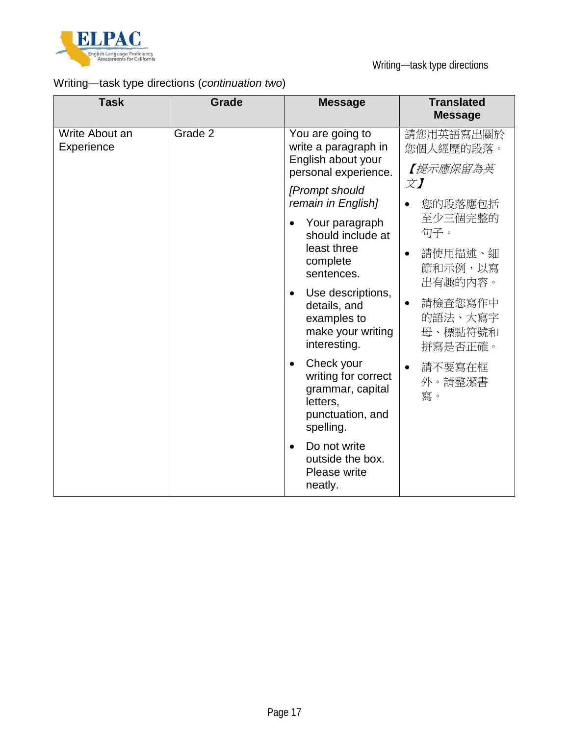Writing—task type directions (*continuation two*)

| Task | Grade | Message | Translated Message |
|---|---|---|---|
| Write About an Experience | Grade 2 | You are going to write a paragraph in English about your personal experience. *[Prompt should remain in English]* <br>• Your paragraph should include at least three complete sentences.<br>• Use descriptions, details, and examples to make your writing interesting.<br>• Check your writing for correct grammar, capital letters, punctuation, and spelling.<br>• Do not write outside the box. Please write neatly. | 請您用英語寫出關於您個人經歷的段落。 *【提示應保留為英文】* <br>• 您的段落應包括至少三個完整的句子。<br>• 請使用描述、細節和示例，以寫出有趣的內容。<br>• 請檢查您寫作中的語法、大寫字母、標點符號和拼寫是否正確。<br>• 請不要寫在框外。請整潔書寫。 |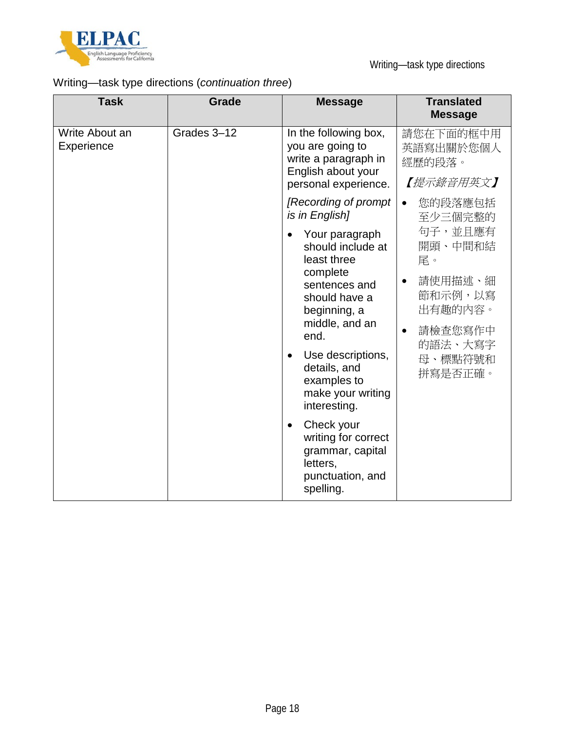Writing—task type directions (*continuation three*)

| Task | Grade | Message | Translated Message |
|---|---|---|---|
| Write About an Experience | Grades 3–12 | In the following box, you are going to write a paragraph in English about your personal experience.<br><br>*[Recording of prompt is in English]*<br><br>• Your paragraph should include at least three complete sentences and should have a beginning, a middle, and an end.<br>• Use descriptions, details, and examples to make your writing interesting.<br>• Check your writing for correct grammar, capital letters, punctuation, and spelling. | 請您在下面的框中用英語寫出關於您個人經歷的段落。<br><br>*【提示錄音用英文】*<br><br>• 您的段落應包括至少三個完整的句子，並且應有開頭、中間和結尾。<br>• 請使用描述、細節和示例，以寫出有趣的內容。<br>• 請檢查您寫作中的語法、大寫字母、標點符號和拼寫是否正確。 |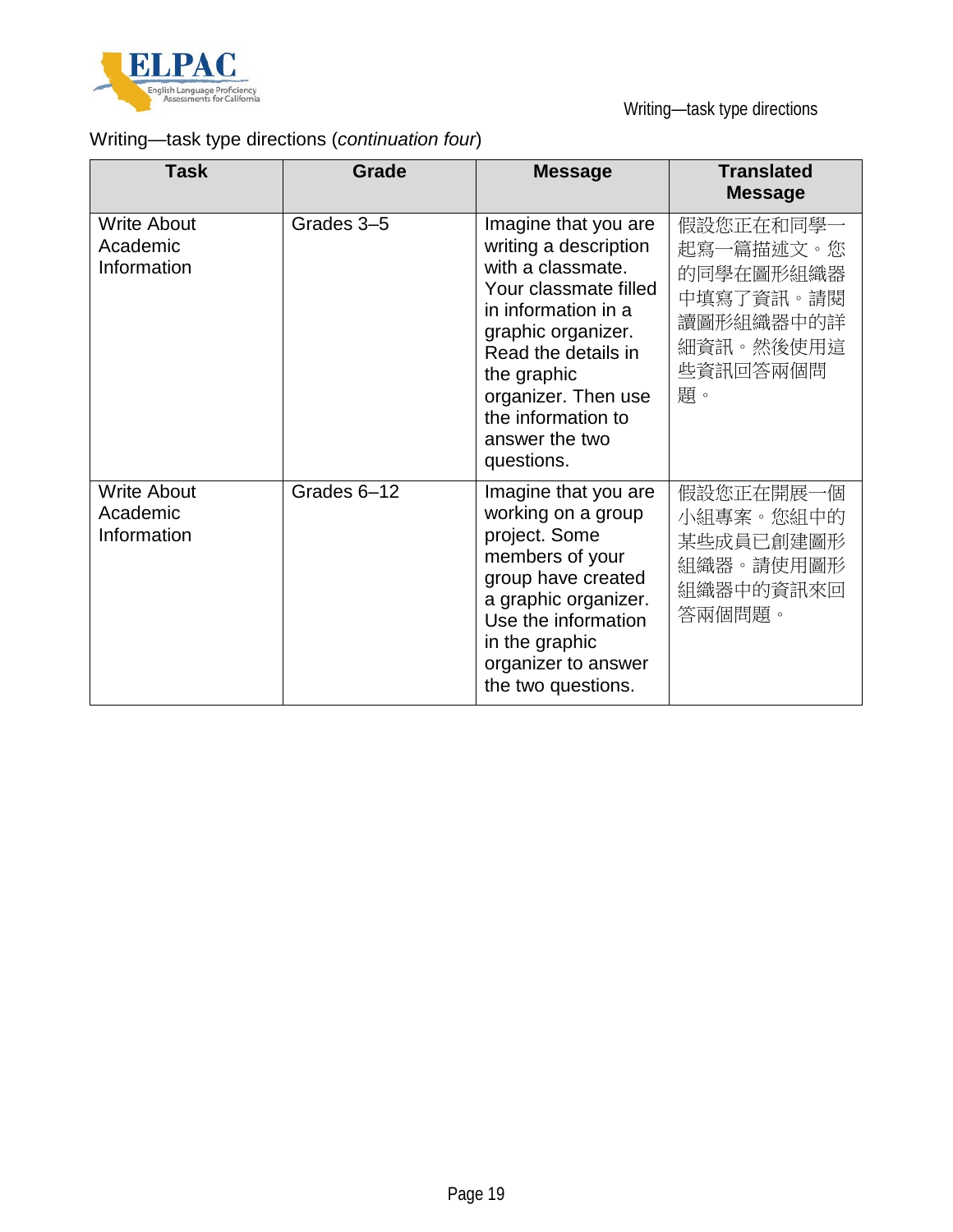Writing—task type directions (*continuation four*)

| Task | Grade | Message | Translated Message |
|---|---|---|---|
| Write About Academic Information | Grades 3–5 | Imagine that you are writing a description with a classmate. Your classmate filled in information in a graphic organizer. Read the details in the graphic organizer. Then use the information to answer the two questions. | 假設您正在和同學一起寫一篇描述文。您的同學在圖形組織器中填寫了資訊。請閱讀圖形組織器中的詳細資訊。然後使用這些資訊回答兩個問題。 |
| Write About Academic Information | Grades 6–12 | Imagine that you are working on a group project. Some members of your group have created a graphic organizer. Use the information in the graphic organizer to answer the two questions. | 假設您正在開展一個小組專案。您組中的某些成員已創建圖形組織器。請使用圖形組織器中的資訊來回答兩個問題。 |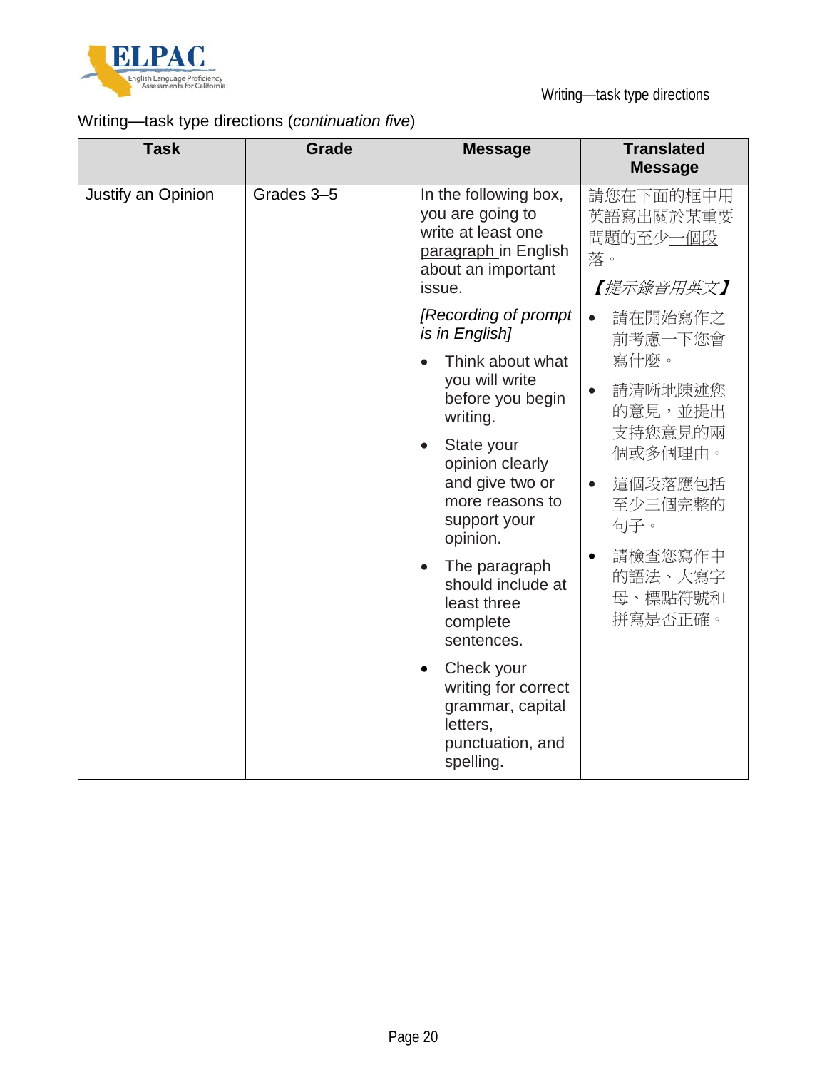Writing—task type directions (*continuation five*)

| Task | Grade | Message | Translated Message |
| --- | --- | --- | --- |
| Justify an Opinion | Grades 3–5 | In the following box, you are going to write at least <u>one paragraph</u> in English about an important issue.<br><br>*[Recording of prompt is in English]*<br><br>• Think about what you will write before you begin writing.<br>• State your opinion clearly and give two or more reasons to support your opinion.<br>• The paragraph should include at least three complete sentences.<br>• Check your writing for correct grammar, capital letters, punctuation, and spelling. | 請您在下面的框中用英語寫出關於某重要問題的至少<u>一個段落</u>。<br><br>*【提示錄音用英文】*<br><br>• 請在開始寫作之前考慮一下您會寫什麼。<br>• 請清晰地陳述您的意見，並提出支持您意見的兩個或多個理由。<br>• 這個段落應包括至少三個完整的句子。<br>• 請檢查您寫作中的語法、大寫字母、標點符號和拼寫是否正確。 |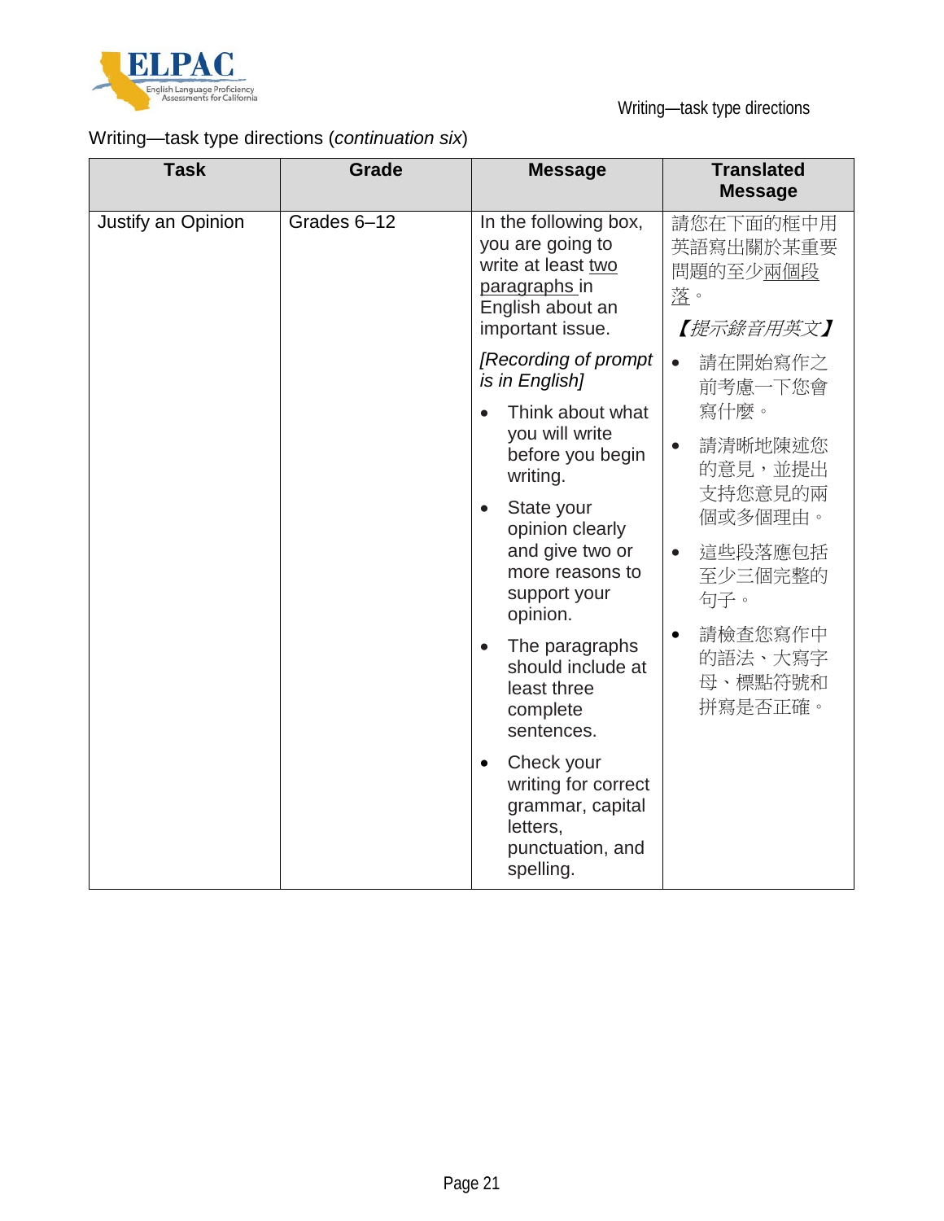Writing—task type directions (*continuation six*)

| Task | Grade | Message | Translated Message |
| --- | --- | --- | --- |
| Justify an Opinion | Grades 6–12 | In the following box, you are going to write at least <u>two paragraphs</u> in English about an important issue.<br>*[Recording of prompt is in English]*<br>• Think about what you will write before you begin writing.<br>• State your opinion clearly and give two or more reasons to support your opinion.<br>• The paragraphs should include at least three complete sentences.<br>• Check your writing for correct grammar, capital letters, punctuation, and spelling. | 請您在下面的框中用英語寫出關於某重要問題的至少<u>兩個段落</u>。<br>*【提示錄音用英文】*<br>• 請在開始寫作之前考慮一下您會寫什麼。<br>• 請清晰地陳述您的意見，並提出支持您意見的兩個或多個理由。<br>• 這些段落應包括至少三個完整的句子。<br>• 請檢查您寫作中的語法、大寫字母、標點符號和拼寫是否正確。 |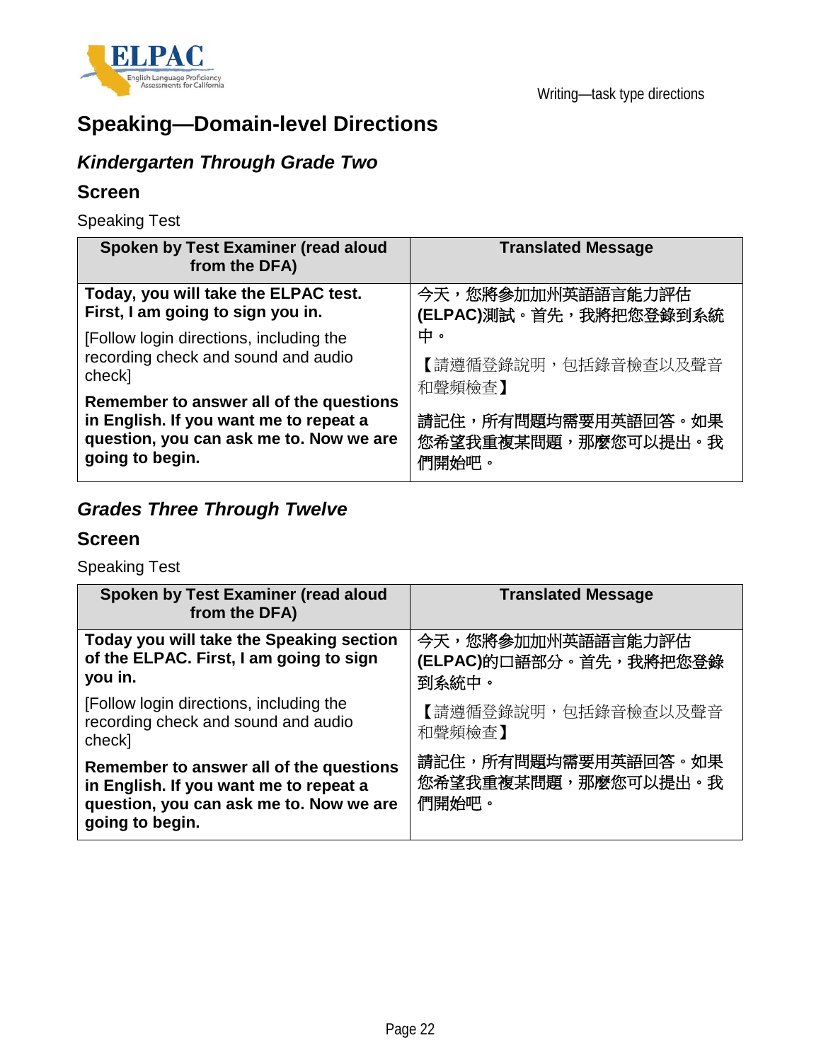## Speaking—Domain-level Directions

### *Kindergarten Through Grade Two*

### Screen

Speaking Test

| Spoken by Test Examiner (read aloud from the DFA) | Translated Message |
|---|---|
| **Today, you will take the ELPAC test. First, I am going to sign you in.** | **今天，您將參加加州英語語言能力評估(ELPAC)測試。首先，我將把您登錄到系統中。** |
| [Follow login directions, including the recording check and sound and audio check] | 【請遵循登錄說明，包括錄音檢查以及聲音和聲頻檢查】 |
| **Remember to answer all of the questions in English. If you want me to repeat a question, you can ask me to. Now we are going to begin.** | **請記住，所有問題均需要用英語回答。如果您希望我重複某問題，那麼您可以提出。我們開始吧。** |

### *Grades Three Through Twelve*

### Screen

Speaking Test

| Spoken by Test Examiner (read aloud from the DFA) | Translated Message |
|---|---|
| **Today you will take the Speaking section of the ELPAC. First, I am going to sign you in.** | **今天，您將參加加州英語語言能力評估(ELPAC)的口語部分。首先，我將把您登錄到系統中。** |
| [Follow login directions, including the recording check and sound and audio check] | 【請遵循登錄說明，包括錄音檢查以及聲音和聲頻檢查】 |
| **Remember to answer all of the questions in English. If you want me to repeat a question, you can ask me to. Now we are going to begin.** | **請記住，所有問題均需要用英語回答。如果您希望我重複某問題，那麼您可以提出。我們開始吧。** |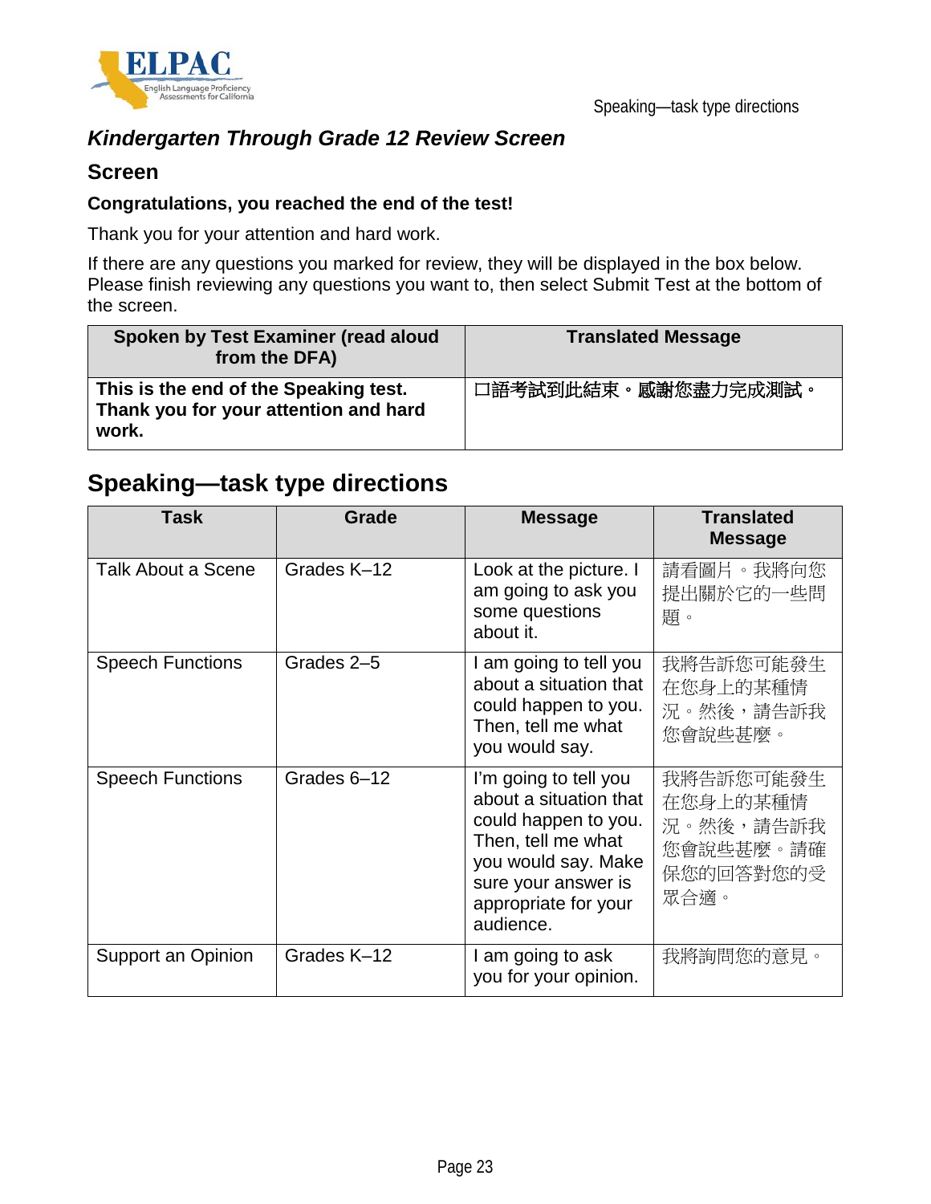### *Kindergarten Through Grade 12 Review Screen*

### Screen

**Congratulations, you reached the end of the test!**

Thank you for your attention and hard work.

If there are any questions you marked for review, they will be displayed in the box below. Please finish reviewing any questions you want to, then select Submit Test at the bottom of the screen.

| Spoken by Test Examiner (read aloud from the DFA) | Translated Message |
|---|---|
| **This is the end of the Speaking test. Thank you for your attention and hard work.** | **口語考試到此結束。感謝您盡力完成測試。** |

## Speaking—task type directions

| Task | Grade | Message | Translated Message |
|---|---|---|---|
| Talk About a Scene | Grades K–12 | Look at the picture. I am going to ask you some questions about it. | 請看圖片。我將向您提出關於它的一些問題。 |
| Speech Functions | Grades 2–5 | I am going to tell you about a situation that could happen to you. Then, tell me what you would say. | 我將告訴您可能發生在您身上的某種情況。然後，請告訴我您會說些甚麼。 |
| Speech Functions | Grades 6–12 | I'm going to tell you about a situation that could happen to you. Then, tell me what you would say. Make sure your answer is appropriate for your audience. | 我將告訴您可能發生在您身上的某種情況。然後，請告訴我您會說些甚麼。請確保您的回答對您的受眾合適。 |
| Support an Opinion | Grades K–12 | I am going to ask you for your opinion. | 我將詢問您的意見。 |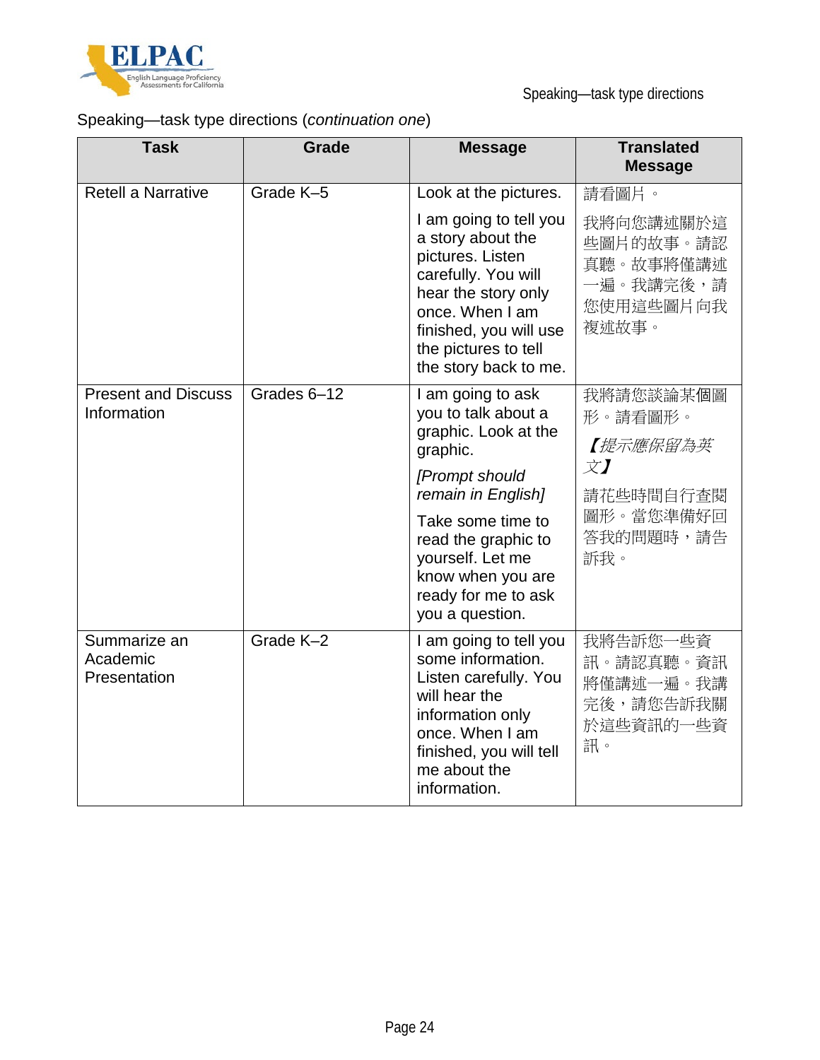Speaking—task type directions (*continuation one*)

| Task | Grade | Message | Translated Message |
|---|---|---|---|
| Retell a Narrative | Grade K–5 | Look at the pictures.<br><br>I am going to tell you a story about the pictures. Listen carefully. You will hear the story only once. When I am finished, you will use the pictures to tell the story back to me. | 請看圖片。<br><br>我將向您講述關於這些圖片的故事。請認真聽。故事將僅講述一遍。我講完後，請您使用這些圖片向我複述故事。 |
| Present and Discuss Information | Grades 6–12 | I am going to ask you to talk about a graphic. Look at the graphic.<br><br>*[Prompt should remain in English]*<br><br>Take some time to read the graphic to yourself. Let me know when you are ready for me to ask you a question. | 我將請您談論某個圖形。請看圖形。<br><br>*【提示應保留為英文】*<br><br>請花些時間自行查閱圖形。當您準備好回答我的問題時，請告訴我。 |
| Summarize an Academic Presentation | Grade K–2 | I am going to tell you some information. Listen carefully. You will hear the information only once. When I am finished, you will tell me about the information. | 我將告訴您一些資訊。請認真聽。資訊將僅講述一遍。我講完後，請您告訴我關於這些資訊的一些資訊。 |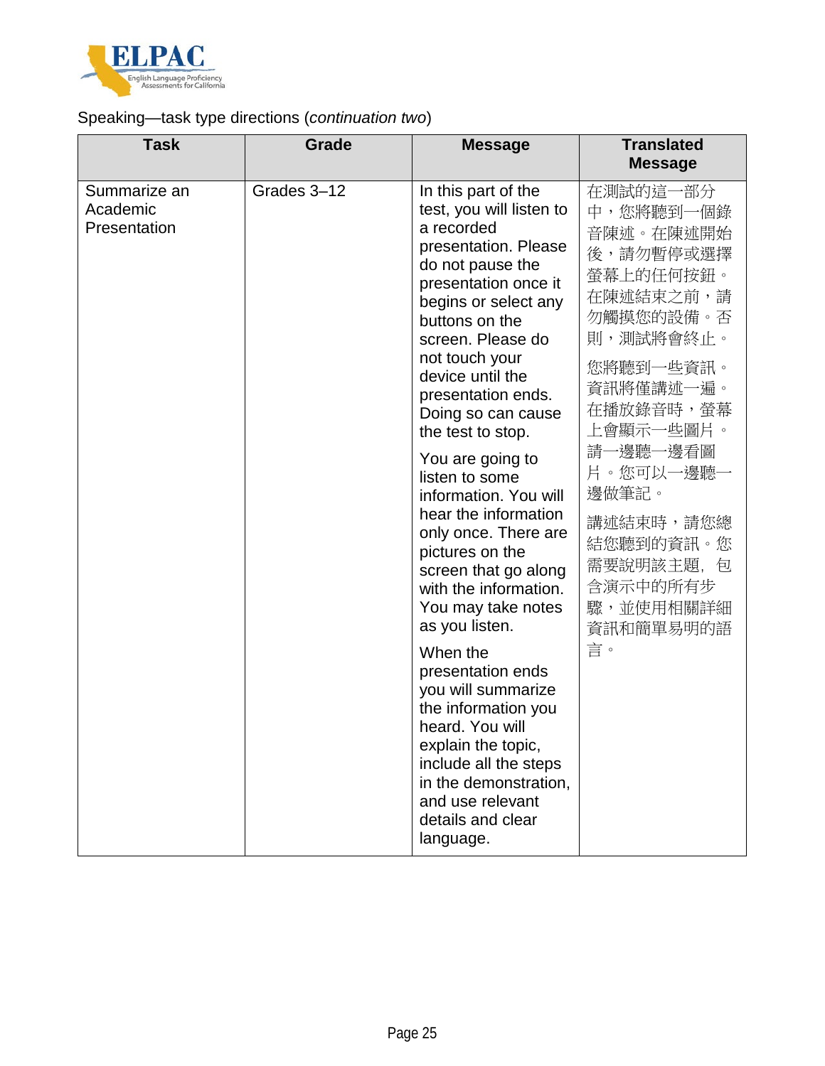Speaking—task type directions (*continuation two*)

| Task | Grade | Message | Translated Message |
|---|---|---|---|
| Summarize an Academic Presentation | Grades 3–12 | In this part of the test, you will listen to a recorded presentation. Please do not pause the presentation once it begins or select any buttons on the screen. Please do not touch your device until the presentation ends. Doing so can cause the test to stop.<br><br>You are going to listen to some information. You will hear the information only once. There are pictures on the screen that go along with the information. You may take notes as you listen.<br><br>When the presentation ends you will summarize the information you heard. You will explain the topic, include all the steps in the demonstration, and use relevant details and clear language. | 在測試的這一部分中，您將聽到一個錄音陳述。在陳述開始後，請勿暫停或選擇螢幕上的任何按鈕。在陳述結束之前，請勿觸摸您的設備。否則，測試將會終止。<br><br>您將聽到一些資訊。資訊將僅講述一遍。在播放錄音時，螢幕上會顯示一些圖片。請一邊聽一邊看圖片。您可以一邊聽一邊做筆記。<br><br>講述結束時，請您總結您聽到的資訊。您需要說明該主題，包含演示中的所有步驟，並使用相關詳細資訊和簡單易明的語言。 |